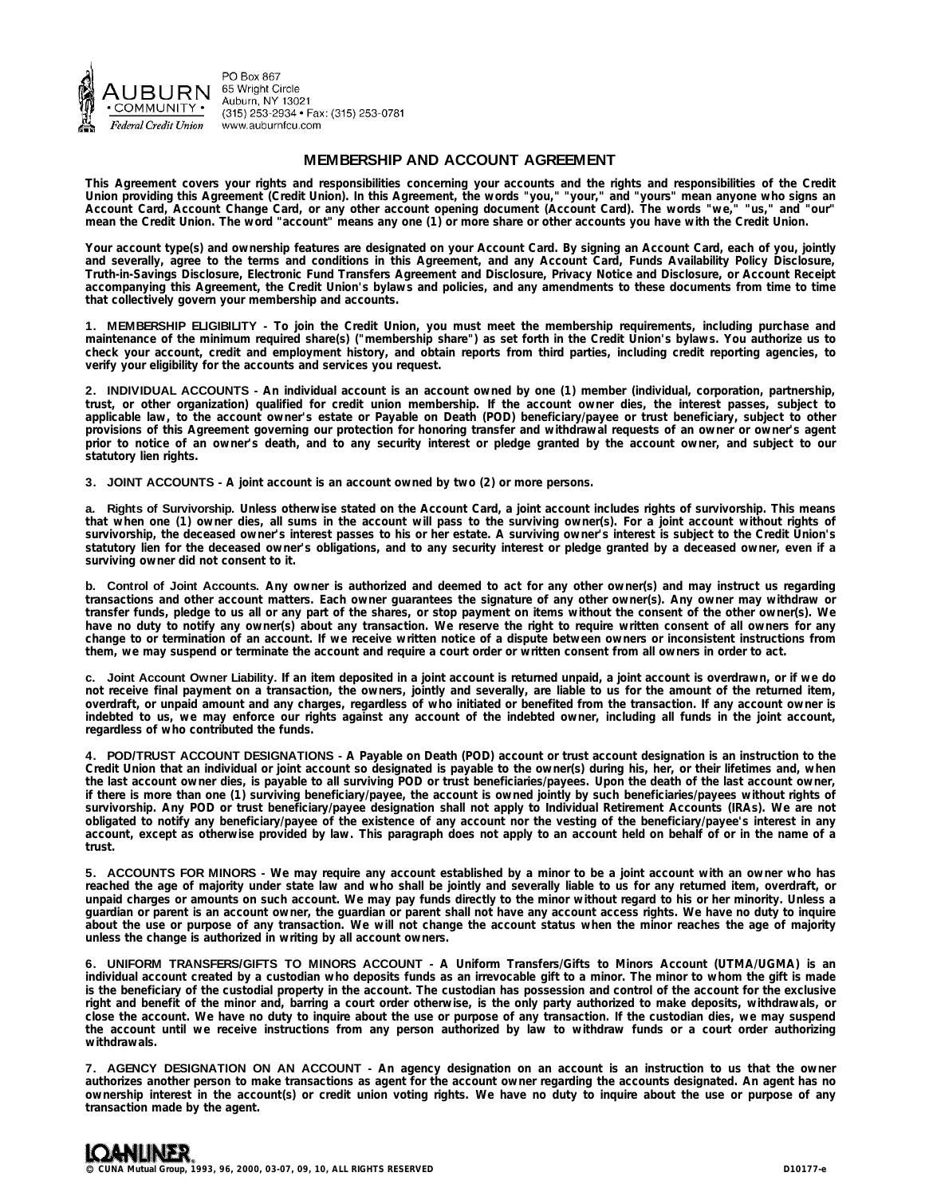AUBURN • COMMUNITY • Federal Credit Union

PO Box 867
65 Wright Circle
Auburn, NY 13021
(315) 253-2934 • Fax: (315) 253-0781
www.auburnfcu.com

# MEMBERSHIP AND ACCOUNT AGREEMENT

**This Agreement covers your rights and responsibilities concerning your accounts and the rights and responsibilities of the Credit Union providing this Agreement (Credit Union). In this Agreement, the words "you," "your," and "yours" mean anyone who signs an Account Card, Account Change Card, or any other account opening document (Account Card). The words "we," "us," and "our" mean the Credit Union. The word "account" means any one (1) or more share or other accounts you have with the Credit Union.**

**Your account type(s) and ownership features are designated on your Account Card. By signing an Account Card, each of you, jointly and severally, agree to the terms and conditions in this Agreement, and any Account Card, Funds Availability Policy Disclosure, Truth-in-Savings Disclosure, Electronic Fund Transfers Agreement and Disclosure, Privacy Notice and Disclosure, or Account Receipt accompanying this Agreement, the Credit Union's bylaws and policies, and any amendments to these documents from time to time that collectively govern your membership and accounts.**

**1. MEMBERSHIP ELIGIBILITY - To join the Credit Union, you must meet the membership requirements, including purchase and maintenance of the minimum required share(s) ("membership share") as set forth in the Credit Union's bylaws. You authorize us to check your account, credit and employment history, and obtain reports from third parties, including credit reporting agencies, to verify your eligibility for the accounts and services you request.**

**2. INDIVIDUAL ACCOUNTS - An individual account is an account owned by one (1) member (individual, corporation, partnership, trust, or other organization) qualified for credit union membership. If the account owner dies, the interest passes, subject to applicable law, to the account owner's estate or Payable on Death (POD) beneficiary/payee or trust beneficiary, subject to other provisions of this Agreement governing our protection for honoring transfer and withdrawal requests of an owner or owner's agent prior to notice of an owner's death, and to any security interest or pledge granted by the account owner, and subject to our statutory lien rights.**

**3. JOINT ACCOUNTS - A joint account is an account owned by two (2) or more persons.**

**a. Rights of Survivorship. Unless otherwise stated on the Account Card, a joint account includes rights of survivorship. This means that when one (1) owner dies, all sums in the account will pass to the surviving owner(s). For a joint account without rights of survivorship, the deceased owner's interest passes to his or her estate. A surviving owner's interest is subject to the Credit Union's statutory lien for the deceased owner's obligations, and to any security interest or pledge granted by a deceased owner, even if a surviving owner did not consent to it.**

**b. Control of Joint Accounts. Any owner is authorized and deemed to act for any other owner(s) and may instruct us regarding transactions and other account matters. Each owner guarantees the signature of any other owner(s). Any owner may withdraw or transfer funds, pledge to us all or any part of the shares, or stop payment on items without the consent of the other owner(s). We have no duty to notify any owner(s) about any transaction. We reserve the right to require written consent of all owners for any change to or termination of an account. If we receive written notice of a dispute between owners or inconsistent instructions from them, we may suspend or terminate the account and require a court order or written consent from all owners in order to act.**

**c. Joint Account Owner Liability. If an item deposited in a joint account is returned unpaid, a joint account is overdrawn, or if we do not receive final payment on a transaction, the owners, jointly and severally, are liable to us for the amount of the returned item, overdraft, or unpaid amount and any charges, regardless of who initiated or benefited from the transaction. If any account owner is indebted to us, we may enforce our rights against any account of the indebted owner, including all funds in the joint account, regardless of who contributed the funds.**

**4. POD/TRUST ACCOUNT DESIGNATIONS - A Payable on Death (POD) account or trust account designation is an instruction to the Credit Union that an individual or joint account so designated is payable to the owner(s) during his, her, or their lifetimes and, when the last account owner dies, is payable to all surviving POD or trust beneficiaries/payees. Upon the death of the last account owner, if there is more than one (1) surviving beneficiary/payee, the account is owned jointly by such beneficiaries/payees without rights of survivorship. Any POD or trust beneficiary/payee designation shall not apply to Individual Retirement Accounts (IRAs). We are not obligated to notify any beneficiary/payee of the existence of any account nor the vesting of the beneficiary/payee's interest in any account, except as otherwise provided by law. This paragraph does not apply to an account held on behalf of or in the name of a trust.**

**5. ACCOUNTS FOR MINORS - We may require any account established by a minor to be a joint account with an owner who has reached the age of majority under state law and who shall be jointly and severally liable to us for any returned item, overdraft, or unpaid charges or amounts on such account. We may pay funds directly to the minor without regard to his or her minority. Unless a guardian or parent is an account owner, the guardian or parent shall not have any account access rights. We have no duty to inquire about the use or purpose of any transaction. We will not change the account status when the minor reaches the age of majority unless the change is authorized in writing by all account owners.**

**6. UNIFORM TRANSFERS/GIFTS TO MINORS ACCOUNT - A Uniform Transfers/Gifts to Minors Account (UTMA/UGMA) is an individual account created by a custodian who deposits funds as an irrevocable gift to a minor. The minor to whom the gift is made is the beneficiary of the custodial property in the account. The custodian has possession and control of the account for the exclusive right and benefit of the minor and, barring a court order otherwise, is the only party authorized to make deposits, withdrawals, or close the account. We have no duty to inquire about the use or purpose of any transaction. If the custodian dies, we may suspend the account until we receive instructions from any person authorized by law to withdraw funds or a court order authorizing withdrawals.**

**7. AGENCY DESIGNATION ON AN ACCOUNT - An agency designation on an account is an instruction to us that the owner authorizes another person to make transactions as agent for the account owner regarding the accounts designated. An agent has no ownership interest in the account(s) or credit union voting rights. We have no duty to inquire about the use or purpose of any transaction made by the agent.**

LOANLINER®
© CUNA Mutual Group, 1993, 96, 2000, 03-07, 09, 10, ALL RIGHTS RESERVED D10177-e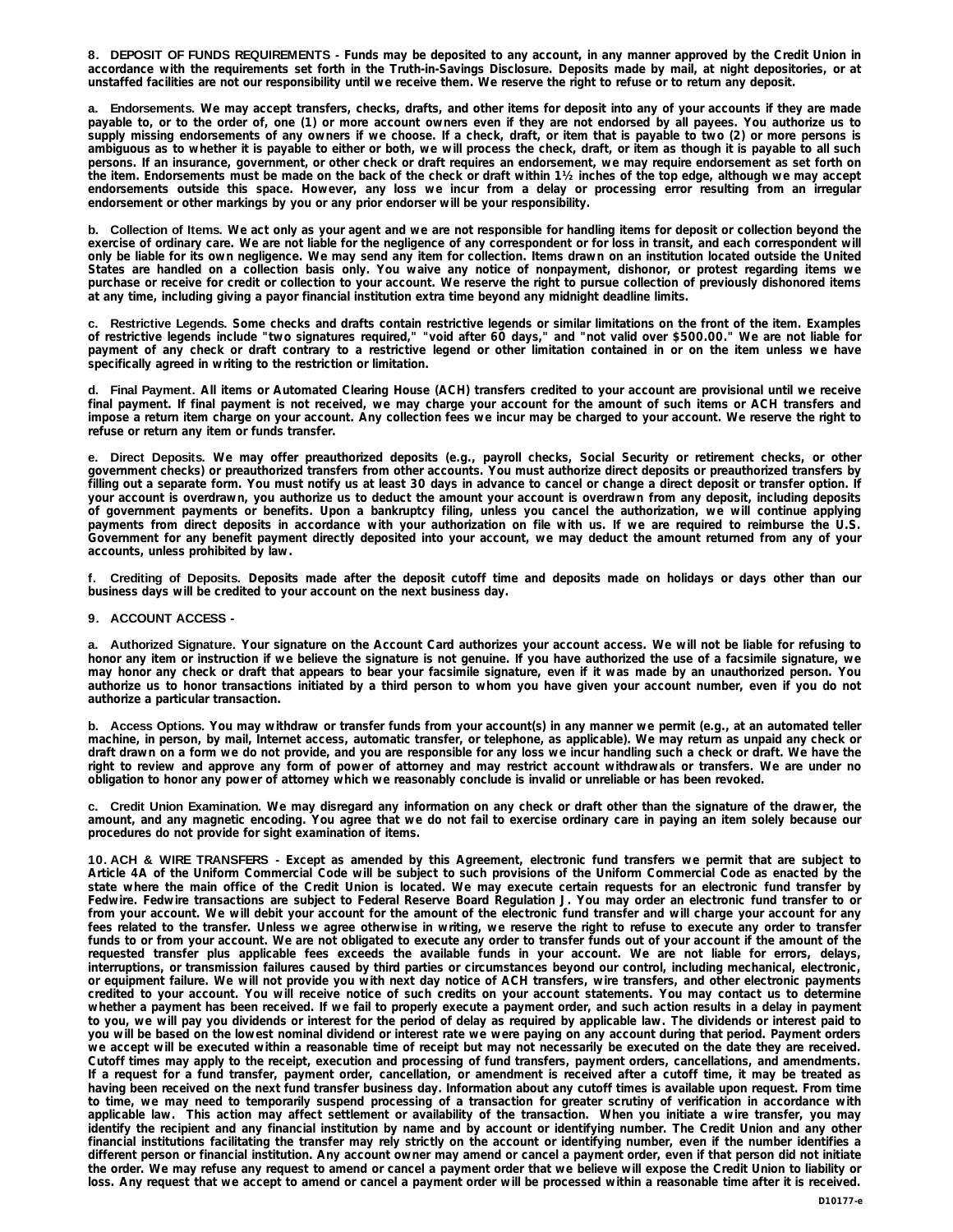**8. DEPOSIT OF FUNDS REQUIREMENTS -** Funds may be deposited to any account, in any manner approved by the Credit Union in accordance with the requirements set forth in the Truth-in-Savings Disclosure. Deposits made by mail, at night depositories, or at unstaffed facilities are not our responsibility until we receive them. We reserve the right to refuse or to return any deposit.

**a. Endorsements.** We may accept transfers, checks, drafts, and other items for deposit into any of your accounts if they are made payable to, or to the order of, one (1) or more account owners even if they are not endorsed by all payees. You authorize us to supply missing endorsements of any owners if we choose. If a check, draft, or item that is payable to two (2) or more persons is ambiguous as to whether it is payable to either or both, we will process the check, draft, or item as though it is payable to all such persons. If an insurance, government, or other check or draft requires an endorsement, we may require endorsement as set forth on the item. Endorsements must be made on the back of the check or draft within 1½ inches of the top edge, although we may accept endorsements outside this space. However, any loss we incur from a delay or processing error resulting from an irregular endorsement or other markings by you or any prior endorser will be your responsibility.

**b. Collection of Items.** We act only as your agent and we are not responsible for handling items for deposit or collection beyond the exercise of ordinary care. We are not liable for the negligence of any correspondent or for loss in transit, and each correspondent will only be liable for its own negligence. We may send any item for collection. Items drawn on an institution located outside the United States are handled on a collection basis only. You waive any notice of nonpayment, dishonor, or protest regarding items we purchase or receive for credit or collection to your account. We reserve the right to pursue collection of previously dishonored items at any time, including giving a payor financial institution extra time beyond any midnight deadline limits.

**c. Restrictive Legends.** Some checks and drafts contain restrictive legends or similar limitations on the front of the item. Examples of restrictive legends include "two signatures required," "void after 60 days," and "not valid over $500.00." We are not liable for payment of any check or draft contrary to a restrictive legend or other limitation contained in or on the item unless we have specifically agreed in writing to the restriction or limitation.

**d. Final Payment.** All items or Automated Clearing House (ACH) transfers credited to your account are provisional until we receive final payment. If final payment is not received, we may charge your account for the amount of such items or ACH transfers and impose a return item charge on your account. Any collection fees we incur may be charged to your account. We reserve the right to refuse or return any item or funds transfer.

**e. Direct Deposits.** We may offer preauthorized deposits (e.g., payroll checks, Social Security or retirement checks, or other government checks) or preauthorized transfers from other accounts. You must authorize direct deposits or preauthorized transfers by filling out a separate form. You must notify us at least 30 days in advance to cancel or change a direct deposit or transfer option. If your account is overdrawn, you authorize us to deduct the amount your account is overdrawn from any deposit, including deposits of government payments or benefits. Upon a bankruptcy filing, unless you cancel the authorization, we will continue applying payments from direct deposits in accordance with your authorization on file with us. If we are required to reimburse the U.S. Government for any benefit payment directly deposited into your account, we may deduct the amount returned from any of your accounts, unless prohibited by law.

**f. Crediting of Deposits.** Deposits made after the deposit cutoff time and deposits made on holidays or days other than our business days will be credited to your account on the next business day.

**9. ACCOUNT ACCESS -**

**a. Authorized Signature.** Your signature on the Account Card authorizes your account access. We will not be liable for refusing to honor any item or instruction if we believe the signature is not genuine. If you have authorized the use of a facsimile signature, we may honor any check or draft that appears to bear your facsimile signature, even if it was made by an unauthorized person. You authorize us to honor transactions initiated by a third person to whom you have given your account number, even if you do not authorize a particular transaction.

**b. Access Options.** You may withdraw or transfer funds from your account(s) in any manner we permit (e.g., at an automated teller machine, in person, by mail, Internet access, automatic transfer, or telephone, as applicable). We may return as unpaid any check or draft drawn on a form we do not provide, and you are responsible for any loss we incur handling such a check or draft. We have the right to review and approve any form of power of attorney and may restrict account withdrawals or transfers. We are under no obligation to honor any power of attorney which we reasonably conclude is invalid or unreliable or has been revoked.

**c. Credit Union Examination.** We may disregard any information on any check or draft other than the signature of the drawer, the amount, and any magnetic encoding. You agree that we do not fail to exercise ordinary care in paying an item solely because our procedures do not provide for sight examination of items.

**10. ACH & WIRE TRANSFERS -** Except as amended by this Agreement, electronic fund transfers we permit that are subject to Article 4A of the Uniform Commercial Code will be subject to such provisions of the Uniform Commercial Code as enacted by the state where the main office of the Credit Union is located. We may execute certain requests for an electronic fund transfer by Fedwire. Fedwire transactions are subject to Federal Reserve Board Regulation J. You may order an electronic fund transfer to or from your account. We will debit your account for the amount of the electronic fund transfer and will charge your account for any fees related to the transfer. Unless we agree otherwise in writing, we reserve the right to refuse to execute any order to transfer funds to or from your account. We are not obligated to execute any order to transfer funds out of your account if the amount of the requested transfer plus applicable fees exceeds the available funds in your account. We are not liable for errors, delays, interruptions, or transmission failures caused by third parties or circumstances beyond our control, including mechanical, electronic, or equipment failure. We will not provide you with next day notice of ACH transfers, wire transfers, and other electronic payments credited to your account. You will receive notice of such credits on your account statements. You may contact us to determine whether a payment has been received. If we fail to properly execute a payment order, and such action results in a delay in payment to you, we will pay you dividends or interest for the period of delay as required by applicable law. The dividends or interest paid to you will be based on the lowest nominal dividend or interest rate we were paying on any account during that period. Payment orders we accept will be executed within a reasonable time of receipt but may not necessarily be executed on the date they are received. Cutoff times may apply to the receipt, execution and processing of fund transfers, payment orders, cancellations, and amendments. If a request for a fund transfer, payment order, cancellation, or amendment is received after a cutoff time, it may be treated as having been received on the next fund transfer business day. Information about any cutoff times is available upon request. From time to time, we may need to temporarily suspend processing of a transaction for greater scrutiny of verification in accordance with applicable law. This action may affect settlement or availability of the transaction. When you initiate a wire transfer, you may identify the recipient and any financial institution by name and by account or identifying number. The Credit Union and any other financial institutions facilitating the transfer may rely strictly on the account or identifying number, even if the number identifies a different person or financial institution. Any account owner may amend or cancel a payment order, even if that person did not initiate the order. We may refuse any request to amend or cancel a payment order that we believe will expose the Credit Union to liability or loss. Any request that we accept to amend or cancel a payment order will be processed within a reasonable time after it is received.

D10177-e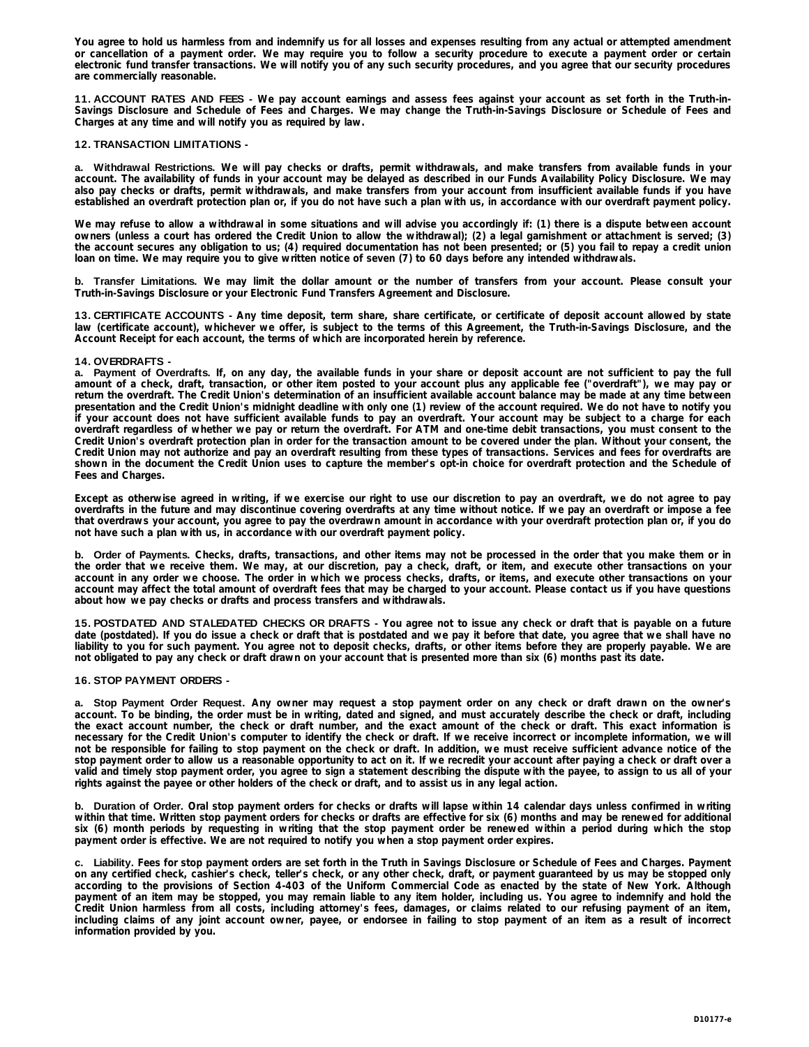You agree to hold us harmless from and indemnify us for all losses and expenses resulting from any actual or attempted amendment or cancellation of a payment order. We may require you to follow a security procedure to execute a payment order or certain electronic fund transfer transactions. We will notify you of any such security procedures, and you agree that our security procedures are commercially reasonable.

**11. ACCOUNT RATES AND FEES -** We pay account earnings and assess fees against your account as set forth in the Truth-in-Savings Disclosure and Schedule of Fees and Charges. We may change the Truth-in-Savings Disclosure or Schedule of Fees and Charges at any time and will notify you as required by law.

**12. TRANSACTION LIMITATIONS -**

**a. Withdrawal Restrictions.** We will pay checks or drafts, permit withdrawals, and make transfers from available funds in your account. The availability of funds in your account may be delayed as described in our Funds Availability Policy Disclosure. We may also pay checks or drafts, permit withdrawals, and make transfers from your account from insufficient available funds if you have established an overdraft protection plan or, if you do not have such a plan with us, in accordance with our overdraft payment policy.

We may refuse to allow a withdrawal in some situations and will advise you accordingly if: (1) there is a dispute between account owners (unless a court has ordered the Credit Union to allow the withdrawal); (2) a legal garnishment or attachment is served; (3) the account secures any obligation to us; (4) required documentation has not been presented; or (5) you fail to repay a credit union loan on time. We may require you to give written notice of seven (7) to 60 days before any intended withdrawals.

**b. Transfer Limitations.** We may limit the dollar amount or the number of transfers from your account. Please consult your Truth-in-Savings Disclosure or your Electronic Fund Transfers Agreement and Disclosure.

**13. CERTIFICATE ACCOUNTS -** Any time deposit, term share, share certificate, or certificate of deposit account allowed by state law (certificate account), whichever we offer, is subject to the terms of this Agreement, the Truth-in-Savings Disclosure, and the Account Receipt for each account, the terms of which are incorporated herein by reference.

**14. OVERDRAFTS -**

**a. Payment of Overdrafts.** If, on any day, the available funds in your share or deposit account are not sufficient to pay the full amount of a check, draft, transaction, or other item posted to your account plus any applicable fee ("overdraft"), we may pay or return the overdraft. The Credit Union's determination of an insufficient available account balance may be made at any time between presentation and the Credit Union's midnight deadline with only one (1) review of the account required. We do not have to notify you if your account does not have sufficient available funds to pay an overdraft. Your account may be subject to a charge for each overdraft regardless of whether we pay or return the overdraft. For ATM and one-time debit transactions, you must consent to the Credit Union's overdraft protection plan in order for the transaction amount to be covered under the plan. Without your consent, the Credit Union may not authorize and pay an overdraft resulting from these types of transactions. Services and fees for overdrafts are shown in the document the Credit Union uses to capture the member's opt-in choice for overdraft protection and the Schedule of Fees and Charges.

Except as otherwise agreed in writing, if we exercise our right to use our discretion to pay an overdraft, we do not agree to pay overdrafts in the future and may discontinue covering overdrafts at any time without notice. If we pay an overdraft or impose a fee that overdraws your account, you agree to pay the overdrawn amount in accordance with your overdraft protection plan or, if you do not have such a plan with us, in accordance with our overdraft payment policy.

**b. Order of Payments.** Checks, drafts, transactions, and other items may not be processed in the order that you make them or in the order that we receive them. We may, at our discretion, pay a check, draft, or item, and execute other transactions on your account in any order we choose. The order in which we process checks, drafts, or items, and execute other transactions on your account may affect the total amount of overdraft fees that may be charged to your account. Please contact us if you have questions about how we pay checks or drafts and process transfers and withdrawals.

**15. POSTDATED AND STALEDATED CHECKS OR DRAFTS -** You agree not to issue any check or draft that is payable on a future date (postdated). If you do issue a check or draft that is postdated and we pay it before that date, you agree that we shall have no liability to you for such payment. You agree not to deposit checks, drafts, or other items before they are properly payable. We are not obligated to pay any check or draft drawn on your account that is presented more than six (6) months past its date.

**16. STOP PAYMENT ORDERS -**

**a. Stop Payment Order Request.** Any owner may request a stop payment order on any check or draft drawn on the owner's account. To be binding, the order must be in writing, dated and signed, and must accurately describe the check or draft, including the exact account number, the check or draft number, and the exact amount of the check or draft. This exact information is necessary for the Credit Union's computer to identify the check or draft. If we receive incorrect or incomplete information, we will not be responsible for failing to stop payment on the check or draft. In addition, we must receive sufficient advance notice of the stop payment order to allow us a reasonable opportunity to act on it. If we recredit your account after paying a check or draft over a valid and timely stop payment order, you agree to sign a statement describing the dispute with the payee, to assign to us all of your rights against the payee or other holders of the check or draft, and to assist us in any legal action.

**b. Duration of Order.** Oral stop payment orders for checks or drafts will lapse within 14 calendar days unless confirmed in writing within that time. Written stop payment orders for checks or drafts are effective for six (6) months and may be renewed for additional six (6) month periods by requesting in writing that the stop payment order be renewed within a period during which the stop payment order is effective. We are not required to notify you when a stop payment order expires.

**c. Liability.** Fees for stop payment orders are set forth in the Truth in Savings Disclosure or Schedule of Fees and Charges. Payment on any certified check, cashier's check, teller's check, or any other check, draft, or payment guaranteed by us may be stopped only according to the provisions of Section 4-403 of the Uniform Commercial Code as enacted by the state of New York. Although payment of an item may be stopped, you may remain liable to any item holder, including us. You agree to indemnify and hold the Credit Union harmless from all costs, including attorney's fees, damages, or claims related to our refusing payment of an item, including claims of any joint account owner, payee, or endorsee in failing to stop payment of an item as a result of incorrect information provided by you.

D10177-e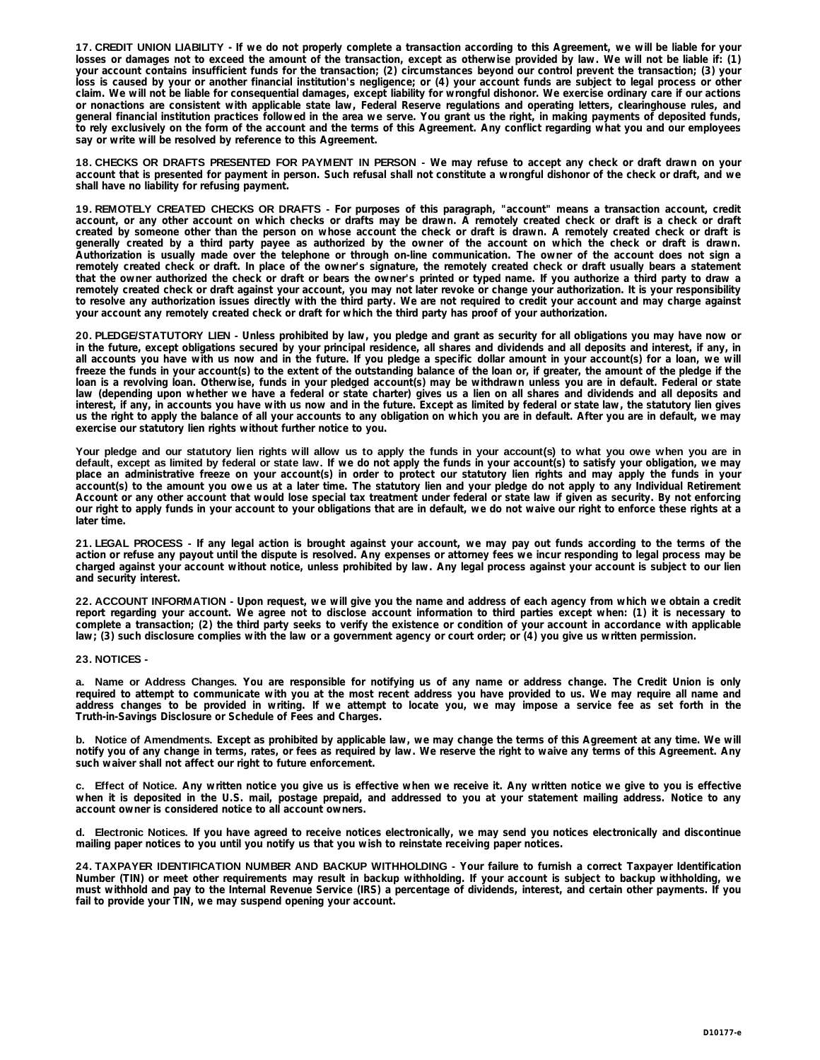**17. CREDIT UNION LIABILITY - If we do not properly complete a transaction according to this Agreement, we will be liable for your losses or damages not to exceed the amount of the transaction, except as otherwise provided by law. We will not be liable if: (1) your account contains insufficient funds for the transaction; (2) circumstances beyond our control prevent the transaction; (3) your loss is caused by your or another financial institution's negligence; or (4) your account funds are subject to legal process or other claim. We will not be liable for consequential damages, except liability for wrongful dishonor. We exercise ordinary care if our actions or nonactions are consistent with applicable state law, Federal Reserve regulations and operating letters, clearinghouse rules, and general financial institution practices followed in the area we serve. You grant us the right, in making payments of deposited funds, to rely exclusively on the form of the account and the terms of this Agreement. Any conflict regarding what you and our employees say or write will be resolved by reference to this Agreement.**

**18. CHECKS OR DRAFTS PRESENTED FOR PAYMENT IN PERSON - We may refuse to accept any check or draft drawn on your account that is presented for payment in person. Such refusal shall not constitute a wrongful dishonor of the check or draft, and we shall have no liability for refusing payment.**

**19. REMOTELY CREATED CHECKS OR DRAFTS - For purposes of this paragraph, "account" means a transaction account, credit account, or any other account on which checks or drafts may be drawn. A remotely created check or draft is a check or draft created by someone other than the person on whose account the check or draft is drawn. A remotely created check or draft is generally created by a third party payee as authorized by the owner of the account on which the check or draft is drawn. Authorization is usually made over the telephone or through on-line communication. The owner of the account does not sign a remotely created check or draft. In place of the owner's signature, the remotely created check or draft usually bears a statement that the owner authorized the check or draft or bears the owner's printed or typed name. If you authorize a third party to draw a remotely created check or draft against your account, you may not later revoke or change your authorization. It is your responsibility to resolve any authorization issues directly with the third party. We are not required to credit your account and may charge against your account any remotely created check or draft for which the third party has proof of your authorization.**

**20. PLEDGE/STATUTORY LIEN - Unless prohibited by law, you pledge and grant as security for all obligations you may have now or in the future, except obligations secured by your principal residence, all shares and dividends and all deposits and interest, if any, in all accounts you have with us now and in the future. If you pledge a specific dollar amount in your account(s) for a loan, we will freeze the funds in your account(s) to the extent of the outstanding balance of the loan or, if greater, the amount of the pledge if the loan is a revolving loan. Otherwise, funds in your pledged account(s) may be withdrawn unless you are in default. Federal or state law (depending upon whether we have a federal or state charter) gives us a lien on all shares and dividends and all deposits and interest, if any, in accounts you have with us now and in the future. Except as limited by federal or state law, the statutory lien gives us the right to apply the balance of all your accounts to any obligation on which you are in default. After you are in default, we may exercise our statutory lien rights without further notice to you.**

**Your pledge and our statutory lien rights will allow us to apply the funds in your account(s) to what you owe when you are in default, except as limited by federal or state law. If we do not apply the funds in your account(s) to satisfy your obligation, we may place an administrative freeze on your account(s) in order to protect our statutory lien rights and may apply the funds in your account(s) to the amount you owe us at a later time. The statutory lien and your pledge do not apply to any Individual Retirement Account or any other account that would lose special tax treatment under federal or state law if given as security. By not enforcing our right to apply funds in your account to your obligations that are in default, we do not waive our right to enforce these rights at a later time.**

**21. LEGAL PROCESS - If any legal action is brought against your account, we may pay out funds according to the terms of the action or refuse any payout until the dispute is resolved. Any expenses or attorney fees we incur responding to legal process may be charged against your account without notice, unless prohibited by law. Any legal process against your account is subject to our lien and security interest.**

**22. ACCOUNT INFORMATION - Upon request, we will give you the name and address of each agency from which we obtain a credit report regarding your account. We agree not to disclose account information to third parties except when: (1) it is necessary to complete a transaction; (2) the third party seeks to verify the existence or condition of your account in accordance with applicable law; (3) such disclosure complies with the law or a government agency or court order; or (4) you give us written permission.**

**23. NOTICES -**

**a. Name or Address Changes. You are responsible for notifying us of any name or address change. The Credit Union is only required to attempt to communicate with you at the most recent address you have provided to us. We may require all name and address changes to be provided in writing. If we attempt to locate you, we may impose a service fee as set forth in the Truth-in-Savings Disclosure or Schedule of Fees and Charges.**

**b. Notice of Amendments. Except as prohibited by applicable law, we may change the terms of this Agreement at any time. We will notify you of any change in terms, rates, or fees as required by law. We reserve the right to waive any terms of this Agreement. Any such waiver shall not affect our right to future enforcement.**

**c. Effect of Notice. Any written notice you give us is effective when we receive it. Any written notice we give to you is effective when it is deposited in the U.S. mail, postage prepaid, and addressed to you at your statement mailing address. Notice to any account owner is considered notice to all account owners.**

**d. Electronic Notices. If you have agreed to receive notices electronically, we may send you notices electronically and discontinue mailing paper notices to you until you notify us that you wish to reinstate receiving paper notices.**

**24. TAXPAYER IDENTIFICATION NUMBER AND BACKUP WITHHOLDING - Your failure to furnish a correct Taxpayer Identification Number (TIN) or meet other requirements may result in backup withholding. If your account is subject to backup withholding, we must withhold and pay to the Internal Revenue Service (IRS) a percentage of dividends, interest, and certain other payments. If you fail to provide your TIN, we may suspend opening your account.**

D10177-e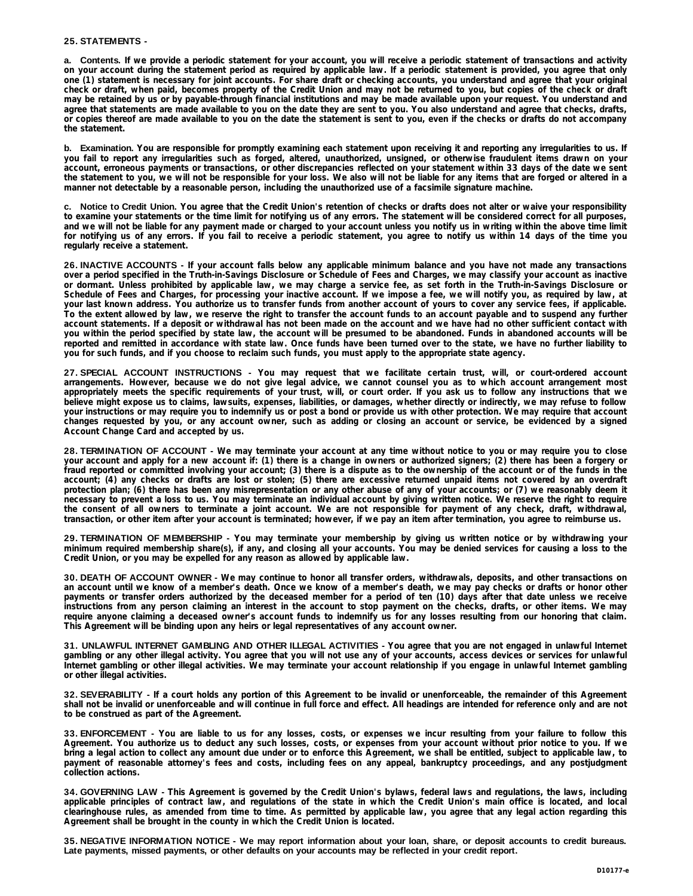**25. STATEMENTS -**

**a. Contents.** If we provide a periodic statement for your account, you will receive a periodic statement of transactions and activity on your account during the statement period as required by applicable law. If a periodic statement is provided, you agree that only one (1) statement is necessary for joint accounts. For share draft or checking accounts, you understand and agree that your original check or draft, when paid, becomes property of the Credit Union and may not be returned to you, but copies of the check or draft may be retained by us or by payable-through financial institutions and may be made available upon your request. You understand and agree that statements are made available to you on the date they are sent to you. You also understand and agree that checks, drafts, or copies thereof are made available to you on the date the statement is sent to you, even if the checks or drafts do not accompany the statement.

**b. Examination.** You are responsible for promptly examining each statement upon receiving it and reporting any irregularities to us. If you fail to report any irregularities such as forged, altered, unauthorized, unsigned, or otherwise fraudulent items drawn on your account, erroneous payments or transactions, or other discrepancies reflected on your statement within 33 days of the date we sent the statement to you, we will not be responsible for your loss. We also will not be liable for any items that are forged or altered in a manner not detectable by a reasonable person, including the unauthorized use of a facsimile signature machine.

**c. Notice to Credit Union.** You agree that the Credit Union's retention of checks or drafts does not alter or waive your responsibility to examine your statements or the time limit for notifying us of any errors. The statement will be considered correct for all purposes, and we will not be liable for any payment made or charged to your account unless you notify us in writing within the above time limit for notifying us of any errors. If you fail to receive a periodic statement, you agree to notify us within 14 days of the time you regularly receive a statement.

**26. INACTIVE ACCOUNTS -** If your account falls below any applicable minimum balance and you have not made any transactions over a period specified in the Truth-in-Savings Disclosure or Schedule of Fees and Charges, we may classify your account as inactive or dormant. Unless prohibited by applicable law, we may charge a service fee, as set forth in the Truth-in-Savings Disclosure or Schedule of Fees and Charges, for processing your inactive account. If we impose a fee, we will notify you, as required by law, at your last known address. You authorize us to transfer funds from another account of yours to cover any service fees, if applicable. To the extent allowed by law, we reserve the right to transfer the account funds to an account payable and to suspend any further account statements. If a deposit or withdrawal has not been made on the account and we have had no other sufficient contact with you within the period specified by state law, the account will be presumed to be abandoned. Funds in abandoned accounts will be reported and remitted in accordance with state law. Once funds have been turned over to the state, we have no further liability to you for such funds, and if you choose to reclaim such funds, you must apply to the appropriate state agency.

**27. SPECIAL ACCOUNT INSTRUCTIONS -** You may request that we facilitate certain trust, will, or court-ordered account arrangements. However, because we do not give legal advice, we cannot counsel you as to which account arrangement most appropriately meets the specific requirements of your trust, will, or court order. If you ask us to follow any instructions that we believe might expose us to claims, lawsuits, expenses, liabilities, or damages, whether directly or indirectly, we may refuse to follow your instructions or may require you to indemnify us or post a bond or provide us with other protection. We may require that account changes requested by you, or any account owner, such as adding or closing an account or service, be evidenced by a signed Account Change Card and accepted by us.

**28. TERMINATION OF ACCOUNT -** We may terminate your account at any time without notice to you or may require you to close your account and apply for a new account if: (1) there is a change in owners or authorized signers; (2) there has been a forgery or fraud reported or committed involving your account; (3) there is a dispute as to the ownership of the account or of the funds in the account; (4) any checks or drafts are lost or stolen; (5) there are excessive returned unpaid items not covered by an overdraft protection plan; (6) there has been any misrepresentation or any other abuse of any of your accounts; or (7) we reasonably deem it necessary to prevent a loss to us. You may terminate an individual account by giving written notice. We reserve the right to require the consent of all owners to terminate a joint account. We are not responsible for payment of any check, draft, withdrawal, transaction, or other item after your account is terminated; however, if we pay an item after termination, you agree to reimburse us.

**29. TERMINATION OF MEMBERSHIP -** You may terminate your membership by giving us written notice or by withdrawing your minimum required membership share(s), if any, and closing all your accounts. You may be denied services for causing a loss to the Credit Union, or you may be expelled for any reason as allowed by applicable law.

**30. DEATH OF ACCOUNT OWNER -** We may continue to honor all transfer orders, withdrawals, deposits, and other transactions on an account until we know of a member's death. Once we know of a member's death, we may pay checks or drafts or honor other payments or transfer orders authorized by the deceased member for a period of ten (10) days after that date unless we receive instructions from any person claiming an interest in the account to stop payment on the checks, drafts, or other items. We may require anyone claiming a deceased owner's account funds to indemnify us for any losses resulting from our honoring that claim. This Agreement will be binding upon any heirs or legal representatives of any account owner.

**31. UNLAWFUL INTERNET GAMBLING AND OTHER ILLEGAL ACTIVITIES -** You agree that you are not engaged in unlawful Internet gambling or any other illegal activity. You agree that you will not use any of your accounts, access devices or services for unlawful Internet gambling or other illegal activities. We may terminate your account relationship if you engage in unlawful Internet gambling or other illegal activities.

**32. SEVERABILITY -** If a court holds any portion of this Agreement to be invalid or unenforceable, the remainder of this Agreement shall not be invalid or unenforceable and will continue in full force and effect. All headings are intended for reference only and are not to be construed as part of the Agreement.

**33. ENFORCEMENT -** You are liable to us for any losses, costs, or expenses we incur resulting from your failure to follow this Agreement. You authorize us to deduct any such losses, costs, or expenses from your account without prior notice to you. If we bring a legal action to collect any amount due under or to enforce this Agreement, we shall be entitled, subject to applicable law, to payment of reasonable attorney's fees and costs, including fees on any appeal, bankruptcy proceedings, and any postjudgment collection actions.

**34. GOVERNING LAW -** This Agreement is governed by the Credit Union's bylaws, federal laws and regulations, the laws, including applicable principles of contract law, and regulations of the state in which the Credit Union's main office is located, and local clearinghouse rules, as amended from time to time. As permitted by applicable law, you agree that any legal action regarding this Agreement shall be brought in the county in which the Credit Union is located.

**35. NEGATIVE INFORMATION NOTICE -** We may report information about your loan, share, or deposit accounts to credit bureaus. Late payments, missed payments, or other defaults on your accounts may be reflected in your credit report.

D10177-e